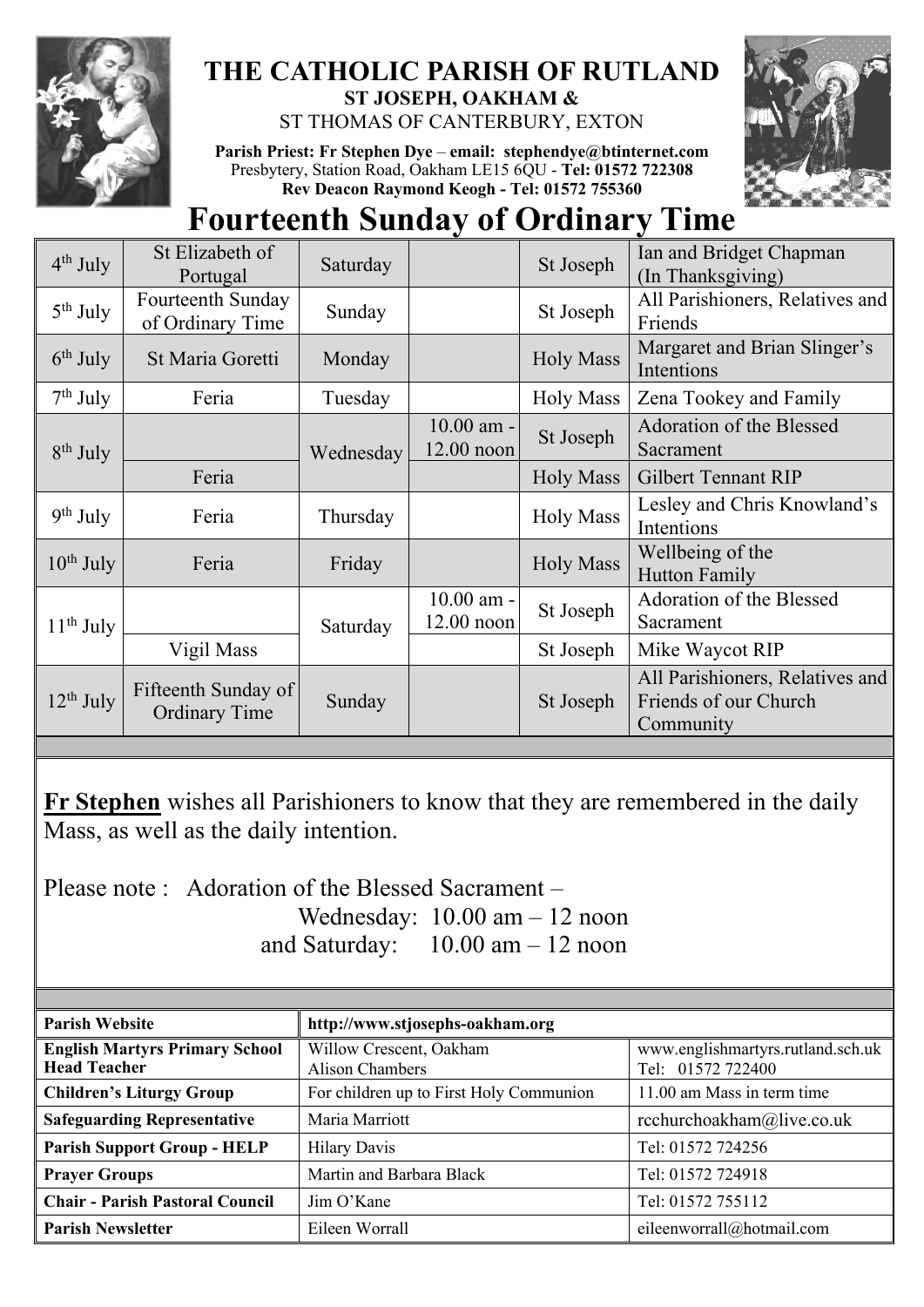# THE CATHOLIC PARISH OF RUTLAND

**ST JOSEPH, OAKHAM &**

ST THOMAS OF CANTERBURY, EXTON

**Parish Priest: Fr Stephen Dye** – **email: stephendye@btinternet.com**
Presbytery, Station Road, Oakham LE15 6QU - **Tel: 01572 722308**
**Rev Deacon Raymond Keogh - Tel: 01572 755360**

# Fourteenth Sunday of Ordinary Time

| Date | Feast | Day | Time | Place | Intention |
|---|---|---|---|---|---|
| 4th July | St Elizabeth of Portugal | Saturday | | St Joseph | Ian and Bridget Chapman (In Thanksgiving) |
| 5th July | Fourteenth Sunday of Ordinary Time | Sunday | | St Joseph | All Parishioners, Relatives and Friends |
| 6th July | St Maria Goretti | Monday | | Holy Mass | Margaret and Brian Slinger's Intentions |
| 7th July | Feria | Tuesday | | Holy Mass | Zena Tookey and Family |
| 8th July | | Wednesday | 10.00 am - 12.00 noon | St Joseph | Adoration of the Blessed Sacrament |
| | Feria | | | Holy Mass | Gilbert Tennant RIP |
| 9th July | Feria | Thursday | | Holy Mass | Lesley and Chris Knowland's Intentions |
| 10th July | Feria | Friday | | Holy Mass | Wellbeing of the Hutton Family |
| 11th July | | Saturday | 10.00 am - 12.00 noon | St Joseph | Adoration of the Blessed Sacrament |
| | Vigil Mass | | | St Joseph | Mike Waycot RIP |
| 12th July | Fifteenth Sunday of Ordinary Time | Sunday | | St Joseph | All Parishioners, Relatives and Friends of our Church Community |

**Fr Stephen** wishes all Parishioners to know that they are remembered in the daily Mass, as well as the daily intention.

Please note : Adoration of the Blessed Sacrament –
Wednesday: 10.00 am – 12 noon
and Saturday: 10.00 am – 12 noon

| | | |
|---|---|---|
| **Parish Website** | **http://www.stjosephs-oakham.org** | |
| **English Martyrs Primary School Head Teacher** | Willow Crescent, Oakham Alison Chambers | www.englishmartyrs.rutland.sch.uk Tel: 01572 722400 |
| **Children's Liturgy Group** | For children up to First Holy Communion | 11.00 am Mass in term time |
| **Safeguarding Representative** | Maria Marriott | rcchurchoakham@live.co.uk |
| **Parish Support Group - HELP** | Hilary Davis | Tel: 01572 724256 |
| **Prayer Groups** | Martin and Barbara Black | Tel: 01572 724918 |
| **Chair - Parish Pastoral Council** | Jim O'Kane | Tel: 01572 755112 |
| **Parish Newsletter** | Eileen Worrall | eileenworrall@hotmail.com |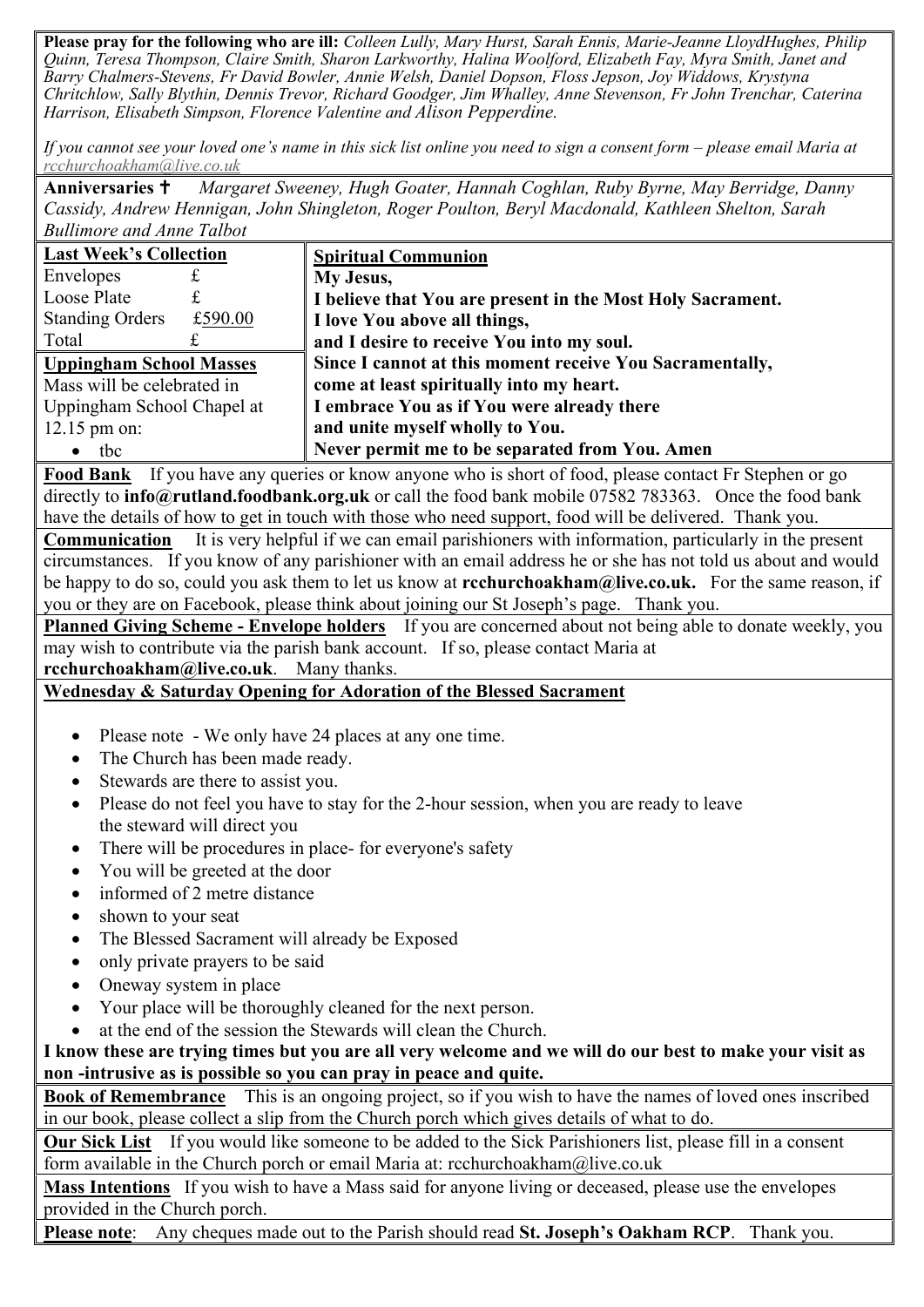**Please pray for the following who are ill:** *Colleen Lully, Mary Hurst, Sarah Ennis, Marie-Jeanne LloydHughes, Philip Quinn, Teresa Thompson, Claire Smith, Sharon Larkworthy, Halina Woolford, Elizabeth Fay, Myra Smith, Janet and Barry Chalmers-Stevens, Fr David Bowler, Annie Welsh, Daniel Dopson, Floss Jepson, Joy Widdows, Krystyna Chritchlow, Sally Blythin, Dennis Trevor, Richard Goodger, Jim Whalley, Anne Stevenson, Fr John Trenchar, Caterina Harrison, Elisabeth Simpson, Florence Valentine and Alison Pepperdine.*

*If you cannot see your loved one's name in this sick list online you need to sign a consent form – please email Maria at rcchurchoakham@live.co.uk*

**Anniversaries ✝** *Margaret Sweeney, Hugh Goater, Hannah Coghlan, Ruby Byrne, May Berridge, Danny Cassidy, Andrew Hennigan, John Shingleton, Roger Poulton, Beryl Macdonald, Kathleen Shelton, Sarah Bullimore and Anne Talbot*

**Last Week's Collection**

| | |
|---|---|
| Envelopes | £ |
| Loose Plate | £ |
| Standing Orders | £590.00 |
| Total | £ |

**Uppingham School Masses**

Mass will be celebrated in Uppingham School Chapel at 12.15 pm on:

- tbc

**Spiritual Communion**

**My Jesus,**
**I believe that You are present in the Most Holy Sacrament.**
**I love You above all things,**
**and I desire to receive You into my soul.**
**Since I cannot at this moment receive You Sacramentally,**
**come at least spiritually into my heart.**
**I embrace You as if You were already there**
**and unite myself wholly to You.**
**Never permit me to be separated from You. Amen**

**Food Bank** If you have any queries or know anyone who is short of food, please contact Fr Stephen or go directly to **info@rutland.foodbank.org.uk** or call the food bank mobile 07582 783363. Once the food bank have the details of how to get in touch with those who need support, food will be delivered. Thank you.

**Communication** It is very helpful if we can email parishioners with information, particularly in the present circumstances. If you know of any parishioner with an email address he or she has not told us about and would be happy to do so, could you ask them to let us know at **rcchurchoakham@live.co.uk.** For the same reason, if you or they are on Facebook, please think about joining our St Joseph's page. Thank you.

**Planned Giving Scheme - Envelope holders** If you are concerned about not being able to donate weekly, you may wish to contribute via the parish bank account. If so, please contact Maria at **rcchurchoakham@live.co.uk**. Many thanks.

**Wednesday & Saturday Opening for Adoration of the Blessed Sacrament**

- Please note - We only have 24 places at any one time.
- The Church has been made ready.
- Stewards are there to assist you.
- Please do not feel you have to stay for the 2-hour session, when you are ready to leave the steward will direct you
- There will be procedures in place- for everyone's safety
- You will be greeted at the door
- informed of 2 metre distance
- shown to your seat
- The Blessed Sacrament will already be Exposed
- only private prayers to be said
- Oneway system in place
- Your place will be thoroughly cleaned for the next person.
- at the end of the session the Stewards will clean the Church.

**I know these are trying times but you are all very welcome and we will do our best to make your visit as non -intrusive as is possible so you can pray in peace and quite.**

**Book of Remembrance** This is an ongoing project, so if you wish to have the names of loved ones inscribed in our book, please collect a slip from the Church porch which gives details of what to do.

**Our Sick List** If you would like someone to be added to the Sick Parishioners list, please fill in a consent form available in the Church porch or email Maria at: rcchurchoakham@live.co.uk

**Mass Intentions** If you wish to have a Mass said for anyone living or deceased, please use the envelopes provided in the Church porch.

**Please note**: Any cheques made out to the Parish should read **St. Joseph's Oakham RCP**. Thank you.